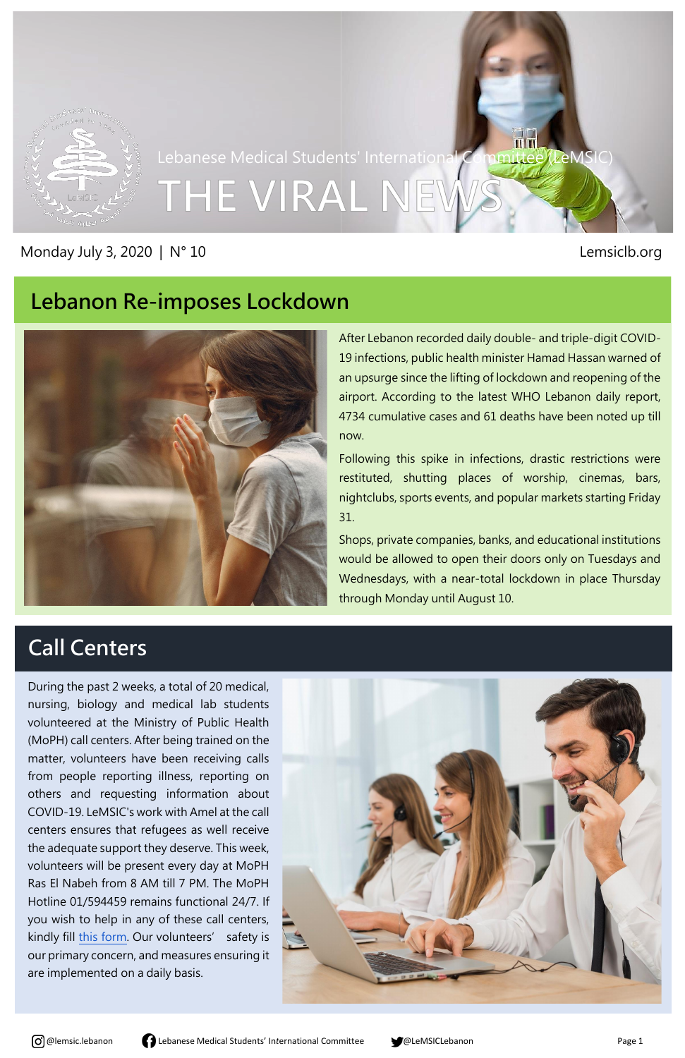Lebanese Medical Students' International Committee (LeMSIC)

# THE VIRAL NEWS

Monday July 3, 2020 | N° 10

Lemsiclb.org

## Lebanon Re-imposes Lockdown

After Lebanon recorded daily double- and triple-digit COVID-19 infections, public health minister Hamad Hassan warned of an upsurge since the lifting of lockdown and reopening of the airport. According to the latest WHO Lebanon daily report, 4734 cumulative cases and 61 deaths have been noted up till now.

Following this spike in infections, drastic restrictions were restituted, shutting places of worship, cinemas, bars, nightclubs, sports events, and popular markets starting Friday 31.

Shops, private companies, banks, and educational institutions would be allowed to open their doors only on Tuesdays and Wednesdays, with a near-total lockdown in place Thursday through Monday until August 10.

## Call Centers

During the past 2 weeks, a total of 20 medical, nursing, biology and medical lab students volunteered at the Ministry of Public Health (MoPH) call centers. After being trained on the matter, volunteers have been receiving calls from people reporting illness, reporting on others and requesting information about COVID-19. LeMSIC's work with Amel at the call centers ensures that refugees as well receive the adequate support they deserve. This week, volunteers will be present every day at MoPH Ras El Nabeh from 8 AM till 7 PM. The MoPH Hotline 01/594459 remains functional 24/7. If you wish to help in any of these call centers, kindly fill this form. Our volunteers' safety is our primary concern, and measures ensuring it are implemented on a daily basis.

@lemsic.lebanon | Lebanese Medical Students' International Committee | @LeMSICLebanon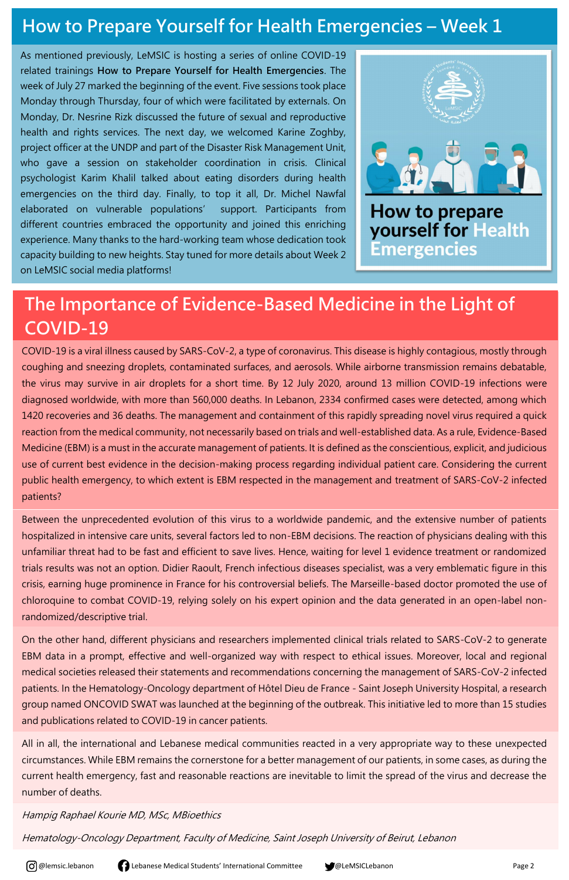# How to Prepare Yourself for Health Emergencies – Week 1

As mentioned previously, LeMSIC is hosting a series of online COVID-19 related trainings **How to Prepare Yourself for Health Emergencies**. The week of July 27 marked the beginning of the event. Five sessions took place Monday through Thursday, four of which were facilitated by externals. On Monday, Dr. Nesrine Rizk discussed the future of sexual and reproductive health and rights services. The next day, we welcomed Karine Zoghby, project officer at the UNDP and part of the Disaster Risk Management Unit, who gave a session on stakeholder coordination in crisis. Clinical psychologist Karim Khalil talked about eating disorders during health emergencies on the third day. Finally, to top it all, Dr. Michel Nawfal elaborated on vulnerable populations' support. Participants from different countries embraced the opportunity and joined this enriching experience. Many thanks to the hard-working team whose dedication took capacity building to new heights. Stay tuned for more details about Week 2 on LeMSIC social media platforms!

How to prepare yourself for Health Emergencies

# The Importance of Evidence-Based Medicine in the Light of COVID-19

COVID-19 is a viral illness caused by SARS-CoV-2, a type of coronavirus. This disease is highly contagious, mostly through coughing and sneezing droplets, contaminated surfaces, and aerosols. While airborne transmission remains debatable, the virus may survive in air droplets for a short time. By 12 July 2020, around 13 million COVID-19 infections were diagnosed worldwide, with more than 560,000 deaths. In Lebanon, 2334 confirmed cases were detected, among which 1420 recoveries and 36 deaths. The management and containment of this rapidly spreading novel virus required a quick reaction from the medical community, not necessarily based on trials and well-established data. As a rule, Evidence-Based Medicine (EBM) is a must in the accurate management of patients. It is defined as the conscientious, explicit, and judicious use of current best evidence in the decision-making process regarding individual patient care. Considering the current public health emergency, to which extent is EBM respected in the management and treatment of SARS-CoV-2 infected patients?

Between the unprecedented evolution of this virus to a worldwide pandemic, and the extensive number of patients hospitalized in intensive care units, several factors led to non-EBM decisions. The reaction of physicians dealing with this unfamiliar threat had to be fast and efficient to save lives. Hence, waiting for level 1 evidence treatment or randomized trials results was not an option. Didier Raoult, French infectious diseases specialist, was a very emblematic figure in this crisis, earning huge prominence in France for his controversial beliefs. The Marseille-based doctor promoted the use of chloroquine to combat COVID-19, relying solely on his expert opinion and the data generated in an open-label non-randomized/descriptive trial.

On the other hand, different physicians and researchers implemented clinical trials related to SARS-CoV-2 to generate EBM data in a prompt, effective and well-organized way with respect to ethical issues. Moreover, local and regional medical societies released their statements and recommendations concerning the management of SARS-CoV-2 infected patients. In the Hematology-Oncology department of Hôtel Dieu de France - Saint Joseph University Hospital, a research group named ONCOVID SWAT was launched at the beginning of the outbreak. This initiative led to more than 15 studies and publications related to COVID-19 in cancer patients.

All in all, the international and Lebanese medical communities reacted in a very appropriate way to these unexpected circumstances. While EBM remains the cornerstone for a better management of our patients, in some cases, as during the current health emergency, fast and reasonable reactions are inevitable to limit the spread of the virus and decrease the number of deaths.

*Hampig Raphael Kourie MD, MSc, MBioethics*

*Hematology-Oncology Department, Faculty of Medicine, Saint Joseph University of Beirut, Lebanon*

@lemsic.lebanon | Lebanese Medical Students' International Committee | @LeMSICLebanon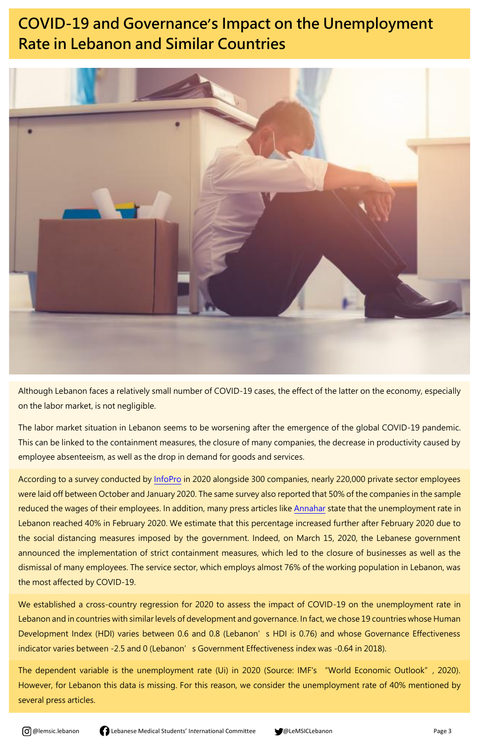# COVID-19 and Governance's Impact on the Unemployment Rate in Lebanon and Similar Countries

Although Lebanon faces a relatively small number of COVID-19 cases, the effect of the latter on the economy, especially on the labor market, is not negligible.

The labor market situation in Lebanon seems to be worsening after the emergence of the global COVID-19 pandemic. This can be linked to the containment measures, the closure of many companies, the decrease in productivity caused by employee absenteeism, as well as the drop in demand for goods and services.

According to a survey conducted by InfoPro in 2020 alongside 300 companies, nearly 220,000 private sector employees were laid off between October and January 2020. The same survey also reported that 50% of the companies in the sample reduced the wages of their employees. In addition, many press articles like Annahar state that the unemployment rate in Lebanon reached 40% in February 2020. We estimate that this percentage increased further after February 2020 due to the social distancing measures imposed by the government. Indeed, on March 15, 2020, the Lebanese government announced the implementation of strict containment measures, which led to the closure of businesses as well as the dismissal of many employees. The service sector, which employs almost 76% of the working population in Lebanon, was the most affected by COVID-19.

We established a cross-country regression for 2020 to assess the impact of COVID-19 on the unemployment rate in Lebanon and in countries with similar levels of development and governance. In fact, we chose 19 countries whose Human Development Index (HDI) varies between 0.6 and 0.8 (Lebanon's HDI is 0.76) and whose Governance Effectiveness indicator varies between -2.5 and 0 (Lebanon's Government Effectiveness index was -0.64 in 2018).

The dependent variable is the unemployment rate (Ui) in 2020 (Source: IMF's "World Economic Outlook", 2020). However, for Lebanon this data is missing. For this reason, we consider the unemployment rate of 40% mentioned by several press articles.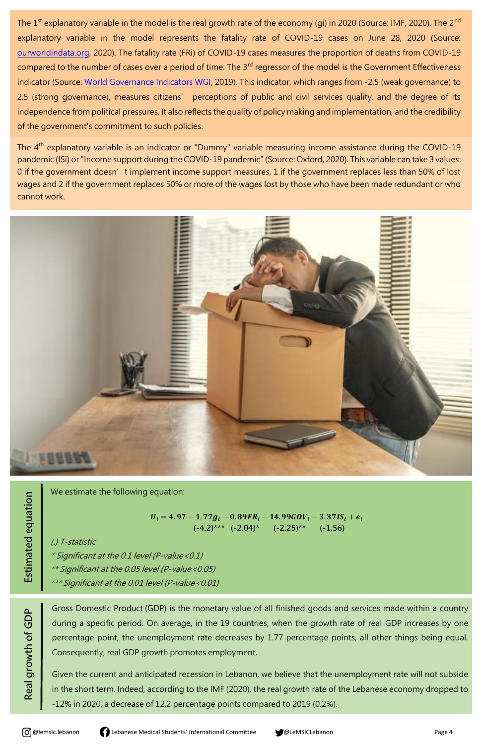The 1[st] explanatory variable in the model is the real growth rate of the economy (gi) in 2020 (Source: IMF, 2020). The 2[nd] explanatory variable in the model represents the fatality rate of COVID-19 cases on June 28, 2020 (Source: ourworldindata.org, 2020). The fatality rate (FRi) of COVID-19 cases measures the proportion of deaths from COVID-19 compared to the number of cases over a period of time. The 3[rd] regressor of the model is the Government Effectiveness indicator (Source: World Governance Indicators WGI, 2019). This indicator, which ranges from -2.5 (weak governance) to 2.5 (strong governance), measures citizens' perceptions of public and civil services quality, and the degree of its independence from political pressures. It also reflects the quality of policy making and implementation, and the credibility of the government's commitment to such policies.

The 4[th] explanatory variable is an indicator or "Dummy" variable measuring income assistance during the COVID-19 pandemic (ISi) or "Income support during the COVID-19 pandemic" (Source: Oxford, 2020). This variable can take 3 values: 0 if the government doesn't implement income support measures, 1 if the government replaces less than 50% of lost wages and 2 if the government replaces 50% or more of the wages lost by those who have been made redundant or who cannot work.

## Estimated equation

We estimate the following equation:

$$U_i = 4.97 - \underset{(-4.2)^{***}}{1.77 g_i} - \underset{(-2.04)^{*}}{0.89 FR_i} - \underset{(-2.25)^{**}}{14.99 GOV_i} - \underset{(-1.56)}{3.37 IS_i} + e_i$$

*(.) T-statistic*

*\* Significant at the 0.1 level (P-value<0.1)*

*\*\* Significant at the 0.05 level (P-value<0.05)*

*\*\*\* Significant at the 0.01 level (P-value<0.01)*

## Real growth of GDP

Gross Domestic Product (GDP) is the monetary value of all finished goods and services made within a country during a specific period. On average, in the 19 countries, when the growth rate of real GDP increases by one percentage point, the unemployment rate decreases by 1.77 percentage points, all other things being equal. Consequently, real GDP growth promotes employment.

Given the current and anticipated recession in Lebanon, we believe that the unemployment rate will not subside in the short term. Indeed, according to the IMF (2020), the real growth rate of the Lebanese economy dropped to -12% in 2020, a decrease of 12.2 percentage points compared to 2019 (0.2%).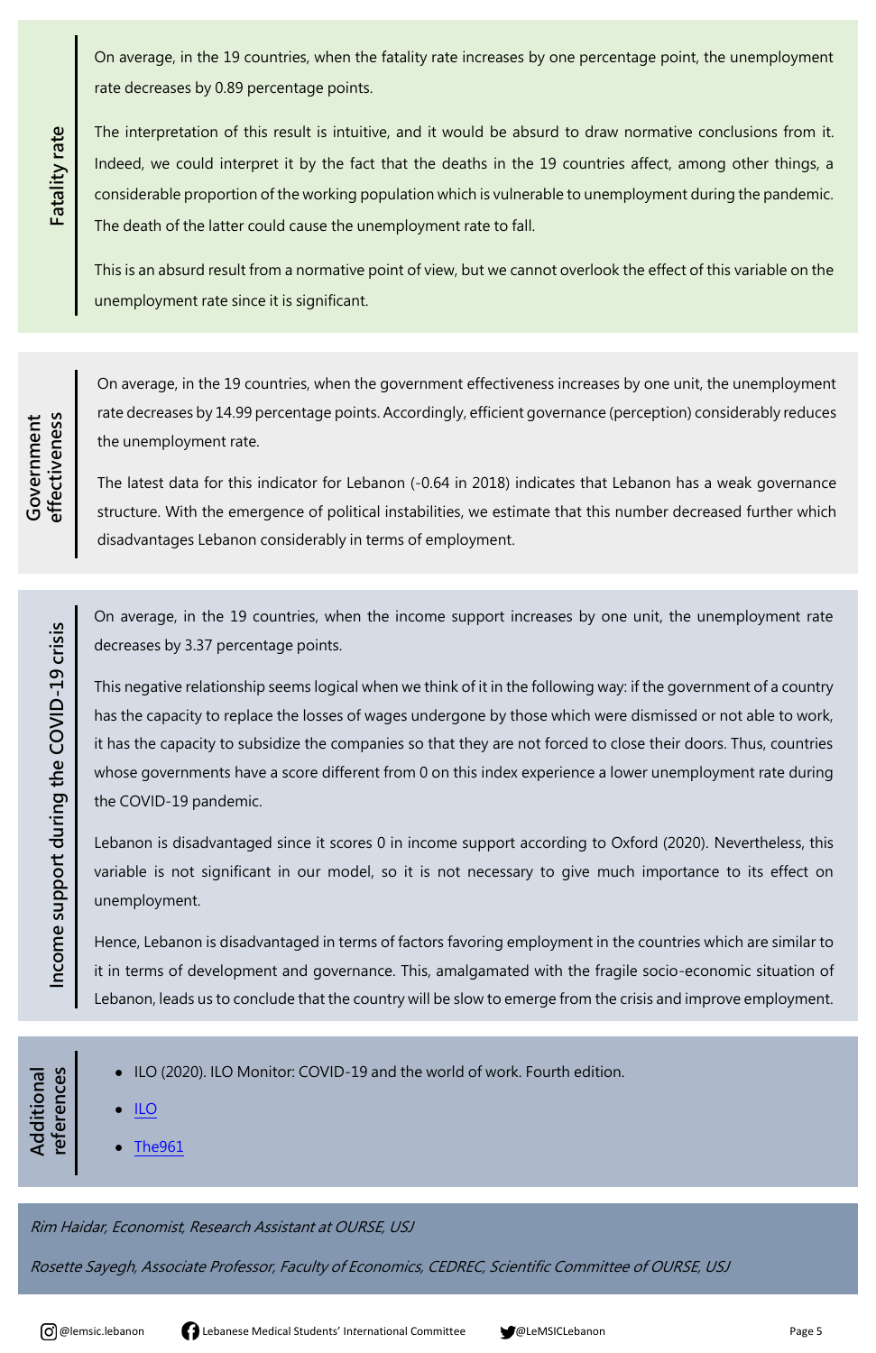## Fatality rate

On average, in the 19 countries, when the fatality rate increases by one percentage point, the unemployment rate decreases by 0.89 percentage points.

The interpretation of this result is intuitive, and it would be absurd to draw normative conclusions from it. Indeed, we could interpret it by the fact that the deaths in the 19 countries affect, among other things, a considerable proportion of the working population which is vulnerable to unemployment during the pandemic. The death of the latter could cause the unemployment rate to fall.

This is an absurd result from a normative point of view, but we cannot overlook the effect of this variable on the unemployment rate since it is significant.

## Government effectiveness

On average, in the 19 countries, when the government effectiveness increases by one unit, the unemployment rate decreases by 14.99 percentage points. Accordingly, efficient governance (perception) considerably reduces the unemployment rate.

The latest data for this indicator for Lebanon (-0.64 in 2018) indicates that Lebanon has a weak governance structure. With the emergence of political instabilities, we estimate that this number decreased further which disadvantages Lebanon considerably in terms of employment.

## Income support during the COVID-19 crisis

On average, in the 19 countries, when the income support increases by one unit, the unemployment rate decreases by 3.37 percentage points.

This negative relationship seems logical when we think of it in the following way: if the government of a country has the capacity to replace the losses of wages undergone by those which were dismissed or not able to work, it has the capacity to subsidize the companies so that they are not forced to close their doors. Thus, countries whose governments have a score different from 0 on this index experience a lower unemployment rate during the COVID-19 pandemic.

Lebanon is disadvantaged since it scores 0 in income support according to Oxford (2020). Nevertheless, this variable is not significant in our model, so it is not necessary to give much importance to its effect on unemployment.

Hence, Lebanon is disadvantaged in terms of factors favoring employment in the countries which are similar to it in terms of development and governance. This, amalgamated with the fragile socio-economic situation of Lebanon, leads us to conclude that the country will be slow to emerge from the crisis and improve employment.

## Additional references

- ILO (2020). ILO Monitor: COVID-19 and the world of work. Fourth edition.
- ILO
- The961

*Rim Haidar, Economist, Research Assistant at OURSE, USJ*

*Rosette Sayegh, Associate Professor, Faculty of Economics, CEDREC, Scientific Committee of OURSE, USJ*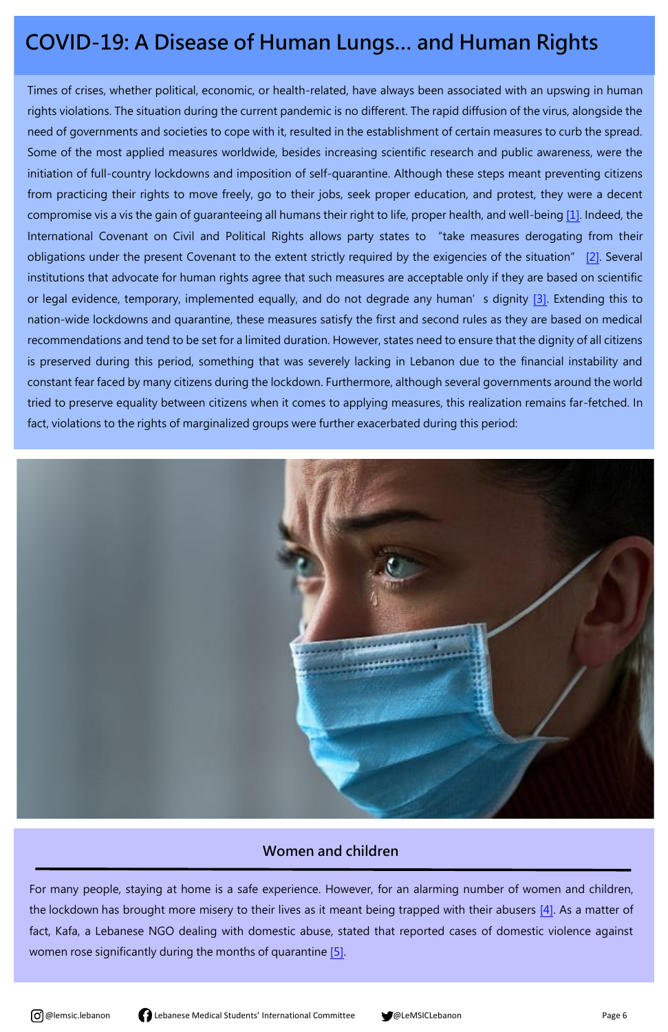# COVID-19: A Disease of Human Lungs... and Human Rights

Times of crises, whether political, economic, or health-related, have always been associated with an upswing in human rights violations. The situation during the current pandemic is no different. The rapid diffusion of the virus, alongside the need of governments and societies to cope with it, resulted in the establishment of certain measures to curb the spread. Some of the most applied measures worldwide, besides increasing scientific research and public awareness, were the initiation of full-country lockdowns and imposition of self-quarantine. Although these steps meant preventing citizens from practicing their rights to move freely, go to their jobs, seek proper education, and protest, they were a decent compromise vis a vis the gain of guaranteeing all humans their right to life, proper health, and well-being [1]. Indeed, the International Covenant on Civil and Political Rights allows party states to "take measures derogating from their obligations under the present Covenant to the extent strictly required by the exigencies of the situation" [2]. Several institutions that advocate for human rights agree that such measures are acceptable only if they are based on scientific or legal evidence, temporary, implemented equally, and do not degrade any human's dignity [3]. Extending this to nation-wide lockdowns and quarantine, these measures satisfy the first and second rules as they are based on medical recommendations and tend to be set for a limited duration. However, states need to ensure that the dignity of all citizens is preserved during this period, something that was severely lacking in Lebanon due to the financial instability and constant fear faced by many citizens during the lockdown. Furthermore, although several governments around the world tried to preserve equality between citizens when it comes to applying measures, this realization remains far-fetched. In fact, violations to the rights of marginalized groups were further exacerbated during this period:

## Women and children

For many people, staying at home is a safe experience. However, for an alarming number of women and children, the lockdown has brought more misery to their lives as it meant being trapped with their abusers [4]. As a matter of fact, Kafa, a Lebanese NGO dealing with domestic abuse, stated that reported cases of domestic violence against women rose significantly during the months of quarantine [5].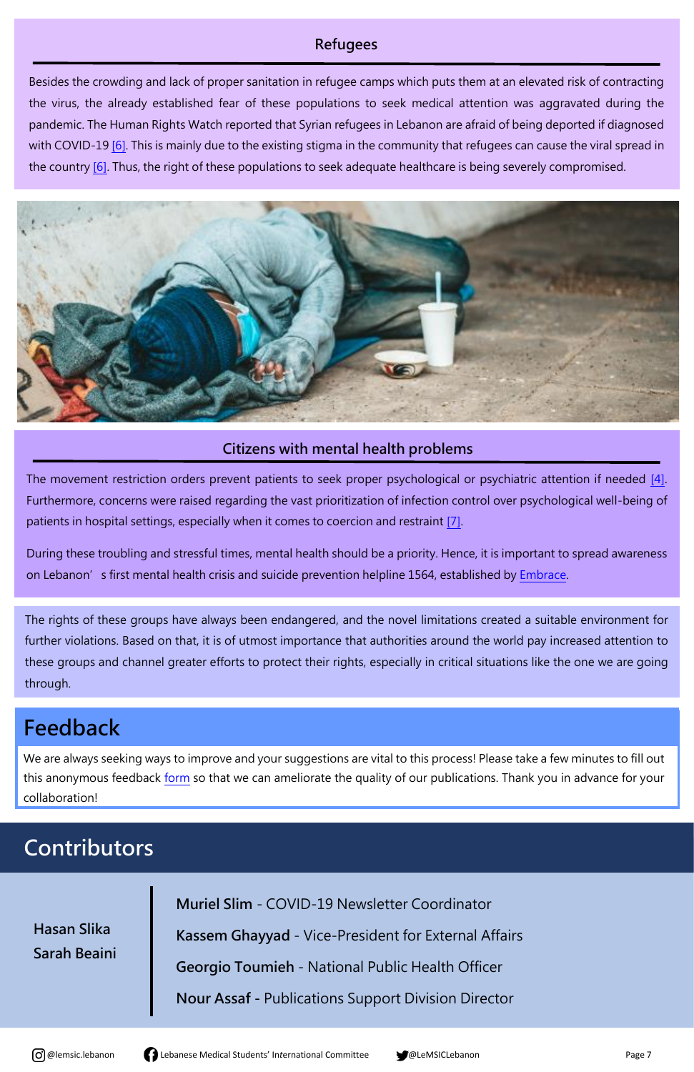### Refugees

Besides the crowding and lack of proper sanitation in refugee camps which puts them at an elevated risk of contracting the virus, the already established fear of these populations to seek medical attention was aggravated during the pandemic. The Human Rights Watch reported that Syrian refugees in Lebanon are afraid of being deported if diagnosed with COVID-19 [6]. This is mainly due to the existing stigma in the community that refugees can cause the viral spread in the country [6]. Thus, the right of these populations to seek adequate healthcare is being severely compromised.

### Citizens with mental health problems

The movement restriction orders prevent patients to seek proper psychological or psychiatric attention if needed [4]. Furthermore, concerns were raised regarding the vast prioritization of infection control over psychological well-being of patients in hospital settings, especially when it comes to coercion and restraint [7].

During these troubling and stressful times, mental health should be a priority. Hence, it is important to spread awareness on Lebanon's first mental health crisis and suicide prevention helpline 1564, established by Embrace.

The rights of these groups have always been endangered, and the novel limitations created a suitable environment for further violations. Based on that, it is of utmost importance that authorities around the world pay increased attention to these groups and channel greater efforts to protect their rights, especially in critical situations like the one we are going through.

## Feedback

We are always seeking ways to improve and your suggestions are vital to this process! Please take a few minutes to fill out this anonymous feedback form so that we can ameliorate the quality of our publications. Thank you in advance for your collaboration!

## Contributors

**Hasan Slika**
**Sarah Beaini**

**Muriel Slim** - COVID-19 Newsletter Coordinator

**Kassem Ghayyad** - Vice-President for External Affairs

**Georgio Toumieh** - National Public Health Officer

**Nour Assaf** - Publications Support Division Director

@lemsic.lebanon Lebanese Medical Students' International Committee @LeMSICLebanon